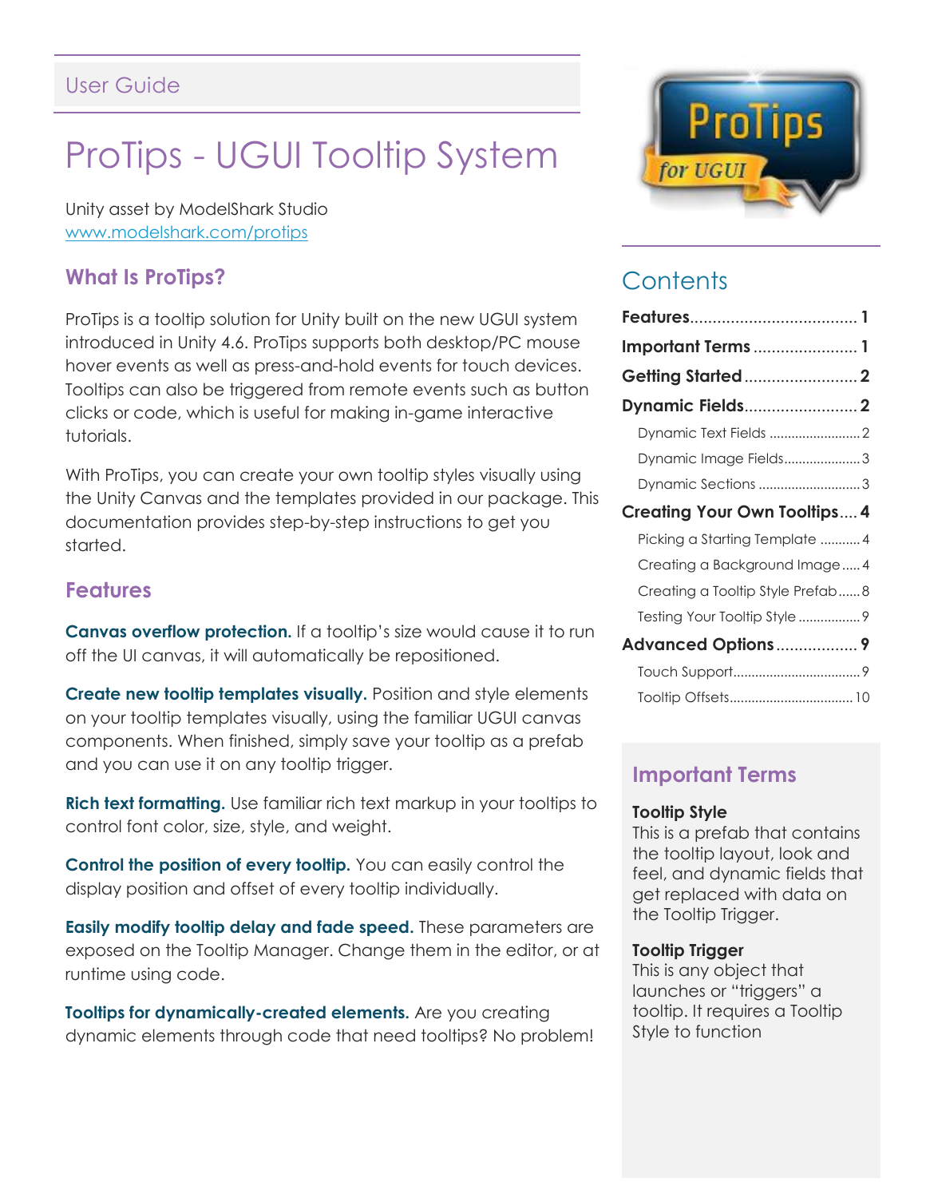User Guide

# ProTips - UGUI Tooltip System

Unity asset by ModelShark Studio
[www.modelshark.com/protips](http://www.modelshark.com/protips)

## What Is ProTips?

ProTips is a tooltip solution for Unity built on the new UGUI system introduced in Unity 4.6. ProTips supports both desktop/PC mouse hover events as well as press-and-hold events for touch devices. Tooltips can also be triggered from remote events such as button clicks or code, which is useful for making in-game interactive tutorials.

With ProTips, you can create your own tooltip styles visually using the Unity Canvas and the templates provided in our package. This documentation provides step-by-step instructions to get you started.

## Features

**Canvas overflow protection.** If a tooltip's size would cause it to run off the UI canvas, it will automatically be repositioned.

**Create new tooltip templates visually.** Position and style elements on your tooltip templates visually, using the familiar UGUI canvas components. When finished, simply save your tooltip as a prefab and you can use it on any tooltip trigger.

**Rich text formatting.** Use familiar rich text markup in your tooltips to control font color, size, style, and weight.

**Control the position of every tooltip.** You can easily control the display position and offset of every tooltip individually.

**Easily modify tooltip delay and fade speed.** These parameters are exposed on the Tooltip Manager. Change them in the editor, or at runtime using code.

**Tooltips for dynamically-created elements.** Are you creating dynamic elements through code that need tooltips? No problem!

## Contents

**Features** .................................... 1
**Important Terms** ....................... 1
**Getting Started** ......................... 2
**Dynamic Fields** ......................... 2
- Dynamic Text Fields .......................... 2
- Dynamic Image Fields ...................... 3
- Dynamic Sections ............................ 3

**Creating Your Own Tooltips** .... 4
- Picking a Starting Template ........... 4
- Creating a Background Image ..... 4
- Creating a Tooltip Style Prefab ...... 8
- Testing Your Tooltip Style ................ 9

**Advanced Options** .................. 9
- Touch Support .................................. 9
- Tooltip Offsets ................................. 10

## Important Terms

**Tooltip Style**
This is a prefab that contains the tooltip layout, look and feel, and dynamic fields that get replaced with data on the Tooltip Trigger.

**Tooltip Trigger**
This is any object that launches or "triggers" a tooltip. It requires a Tooltip Style to function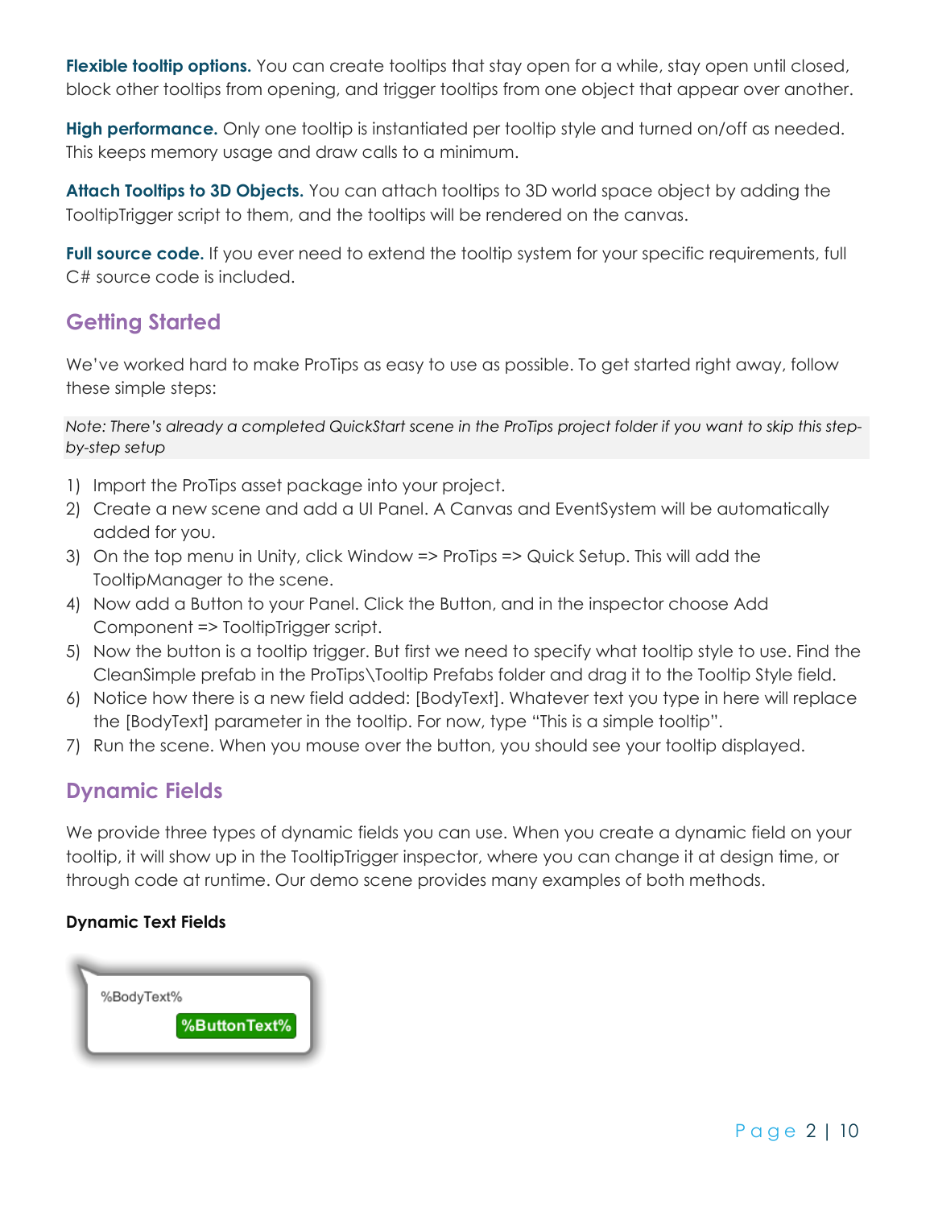**Flexible tooltip options.** You can create tooltips that stay open for a while, stay open until closed, block other tooltips from opening, and trigger tooltips from one object that appear over another.

**High performance.** Only one tooltip is instantiated per tooltip style and turned on/off as needed. This keeps memory usage and draw calls to a minimum.

**Attach Tooltips to 3D Objects.** You can attach tooltips to 3D world space object by adding the TooltipTrigger script to them, and the tooltips will be rendered on the canvas.

**Full source code.** If you ever need to extend the tooltip system for your specific requirements, full C# source code is included.

## Getting Started

We've worked hard to make ProTips as easy to use as possible. To get started right away, follow these simple steps:

*Note: There's already a completed QuickStart scene in the ProTips project folder if you want to skip this step-by-step setup*

1) Import the ProTips asset package into your project.
2) Create a new scene and add a UI Panel. A Canvas and EventSystem will be automatically added for you.
3) On the top menu in Unity, click Window => ProTips => Quick Setup. This will add the TooltipManager to the scene.
4) Now add a Button to your Panel. Click the Button, and in the inspector choose Add Component => TooltipTrigger script.
5) Now the button is a tooltip trigger. But first we need to specify what tooltip style to use. Find the CleanSimple prefab in the ProTips\Tooltip Prefabs folder and drag it to the Tooltip Style field.
6) Notice how there is a new field added: [BodyText]. Whatever text you type in here will replace the [BodyText] parameter in the tooltip. For now, type "This is a simple tooltip".
7) Run the scene. When you mouse over the button, you should see your tooltip displayed.

## Dynamic Fields

We provide three types of dynamic fields you can use. When you create a dynamic field on your tooltip, it will show up in the TooltipTrigger inspector, where you can change it at design time, or through code at runtime. Our demo scene provides many examples of both methods.

**Dynamic Text Fields**

%BodyText%

%ButtonText%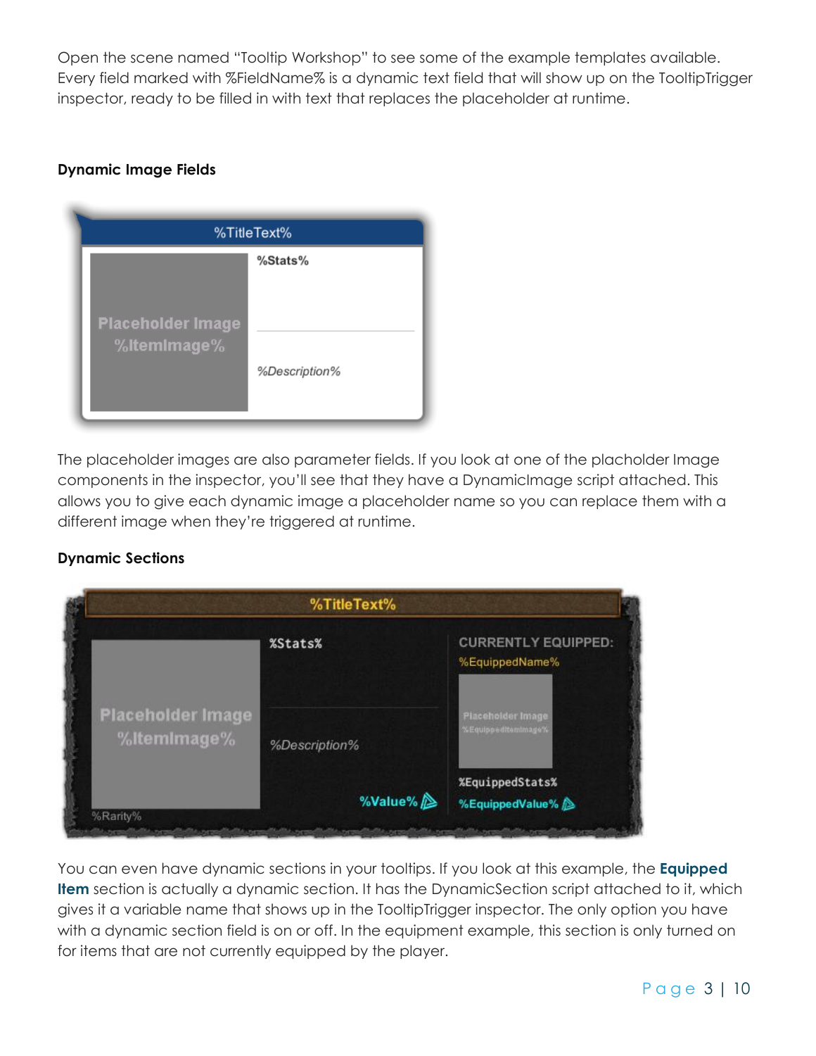Open the scene named "Tooltip Workshop" to see some of the example templates available. Every field marked with %FieldName% is a dynamic text field that will show up on the TooltipTrigger inspector, ready to be filled in with text that replaces the placeholder at runtime.

**Dynamic Image Fields**

The placeholder images are also parameter fields. If you look at one of the plachＯlder Image components in the inspector, you'll see that they have a DynamicImage script attached. This allows you to give each dynamic image a placeholder name so you can replace them with a different image when they're triggered at runtime.

**Dynamic Sections**

You can even have dynamic sections in your tooltips. If you look at this example, the **Equipped Item** section is actually a dynamic section. It has the DynamicSection script attached to it, which gives it a variable name that shows up in the TooltipTrigger inspector. The only option you have with a dynamic section field is on or off. In the equipment example, this section is only turned on for items that are not currently equipped by the player.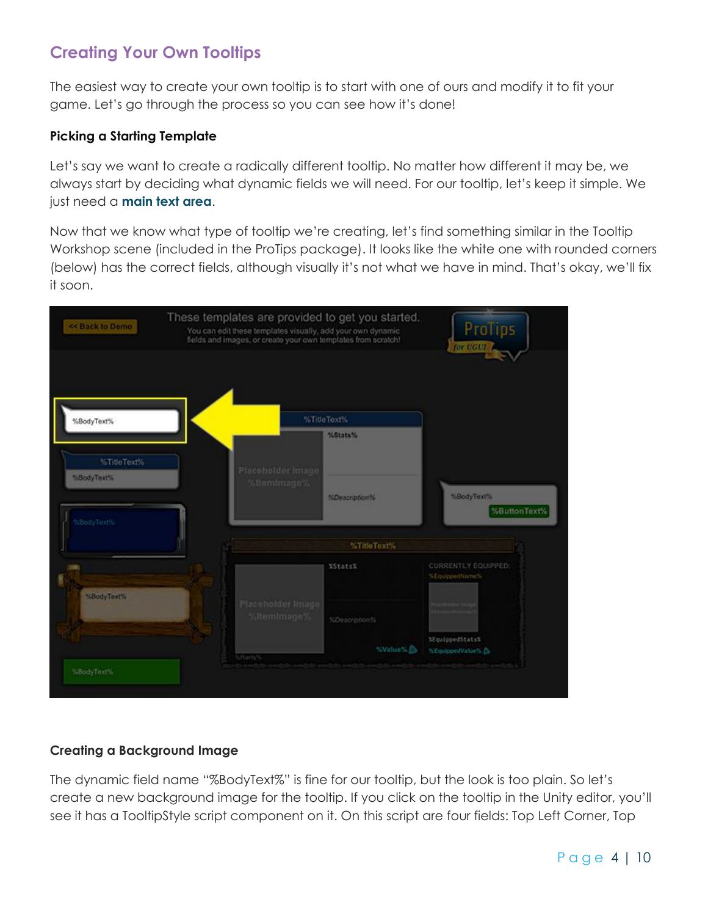## Creating Your Own Tooltips

The easiest way to create your own tooltip is to start with one of ours and modify it to fit your game. Let's go through the process so you can see how it's done!

### Picking a Starting Template

Let's say we want to create a radically different tooltip. No matter how different it may be, we always start by deciding what dynamic fields we will need. For our tooltip, let's keep it simple. We just need a **main text area**.

Now that we know what type of tooltip we're creating, let's find something similar in the Tooltip Workshop scene (included in the ProTips package). It looks like the white one with rounded corners (below) has the correct fields, although visually it's not what we have in mind. That's okay, we'll fix it soon.

### Creating a Background Image

The dynamic field name "%BodyText%" is fine for our tooltip, but the look is too plain. So let's create a new background image for the tooltip. If you click on the tooltip in the Unity editor, you'll see it has a TooltipStyle script component on it. On this script are four fields: Top Left Corner, Top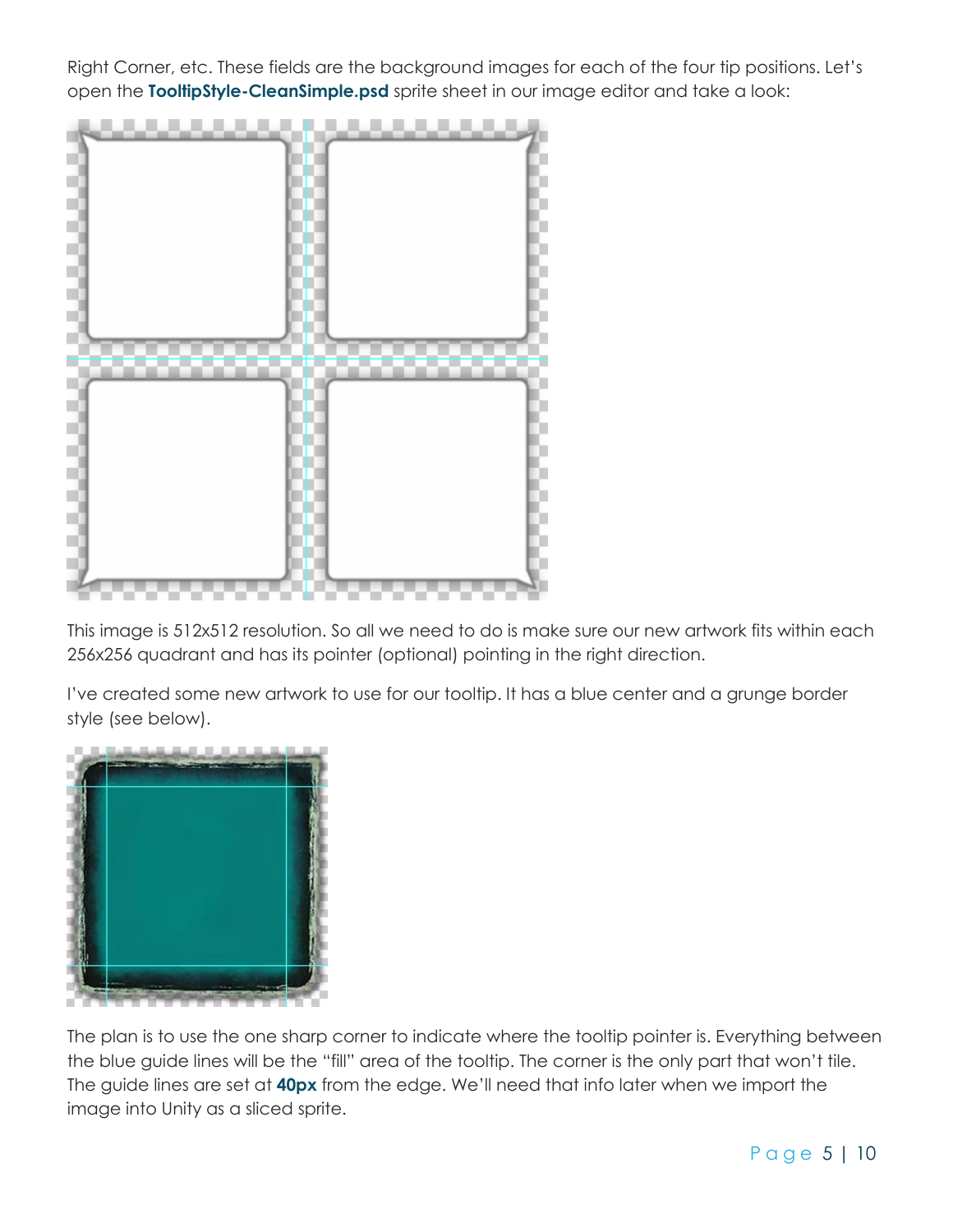Right Corner, etc. These fields are the background images for each of the four tip positions. Let's open the **TooltipStyle-CleanSimple.psd** sprite sheet in our image editor and take a look:

This image is 512x512 resolution. So all we need to do is make sure our new artwork fits within each 256x256 quadrant and has its pointer (optional) pointing in the right direction.

I've created some new artwork to use for our tooltip. It has a blue center and a grunge border style (see below).

The plan is to use the one sharp corner to indicate where the tooltip pointer is. Everything between the blue guide lines will be the "fill" area of the tooltip. The corner is the only part that won't tile. The guide lines are set at **40px** from the edge. We'll need that info later when we import the image into Unity as a sliced sprite.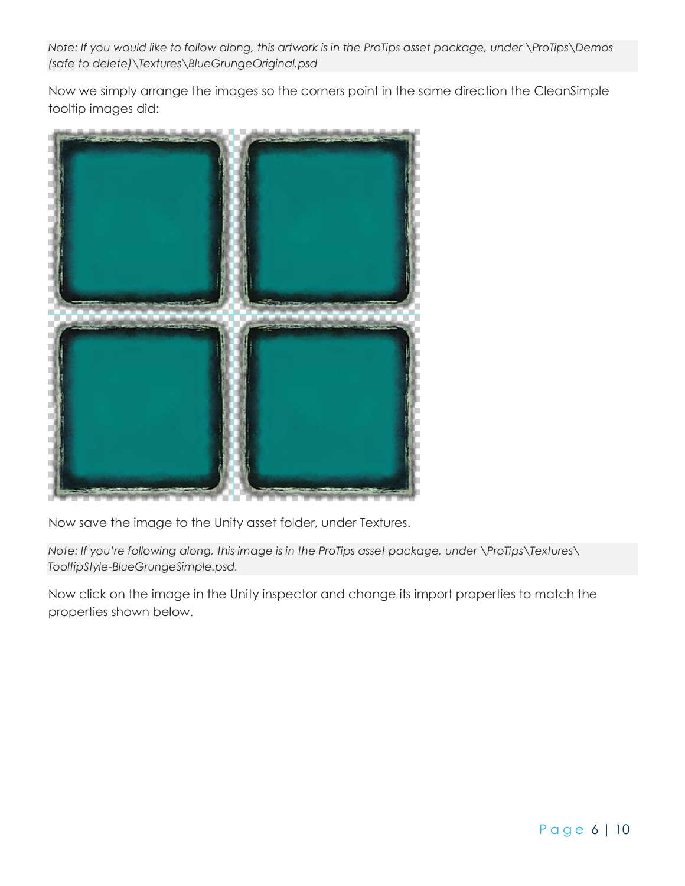*Note: If you would like to follow along, this artwork is in the ProTips asset package, under \ProTips\Demos (safe to delete)\Textures\BlueGrungeOriginal.psd*

Now we simply arrange the images so the corners point in the same direction the CleanSimple tooltip images did:

Now save the image to the Unity asset folder, under Textures.

*Note: If you're following along, this image is in the ProTips asset package, under \ProTips\Textures\ TooltipStyle-BlueGrungeSimple.psd.*

Now click on the image in the Unity inspector and change its import properties to match the properties shown below.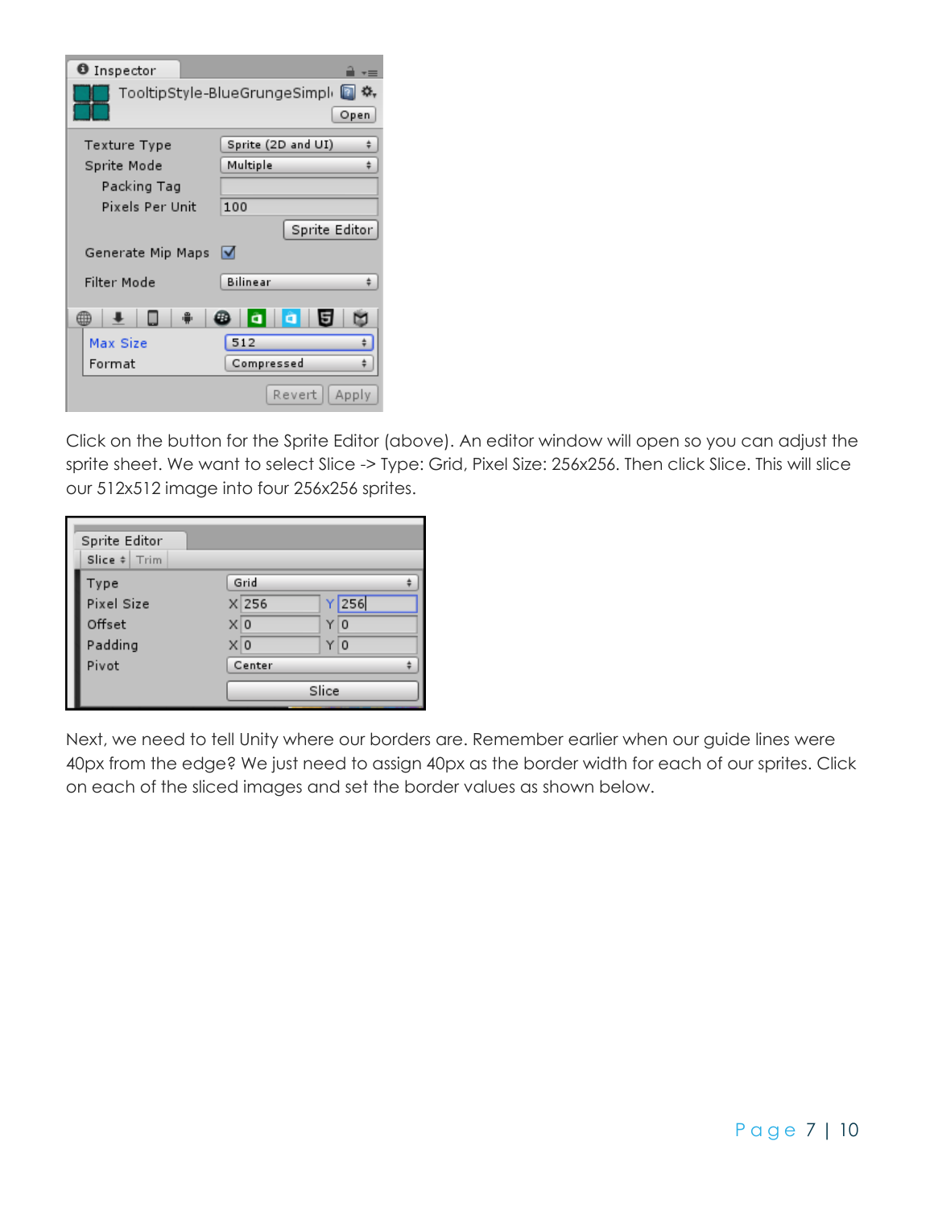Click on the button for the Sprite Editor (above). An editor window will open so you can adjust the sprite sheet. We want to select Slice -> Type: Grid, Pixel Size: 256x256. Then click Slice. This will slice our 512x512 image into four 256x256 sprites.

Next, we need to tell Unity where our borders are. Remember earlier when our guide lines were 40px from the edge? We just need to assign 40px as the border width for each of our sprites. Click on each of the sliced images and set the border values as shown below.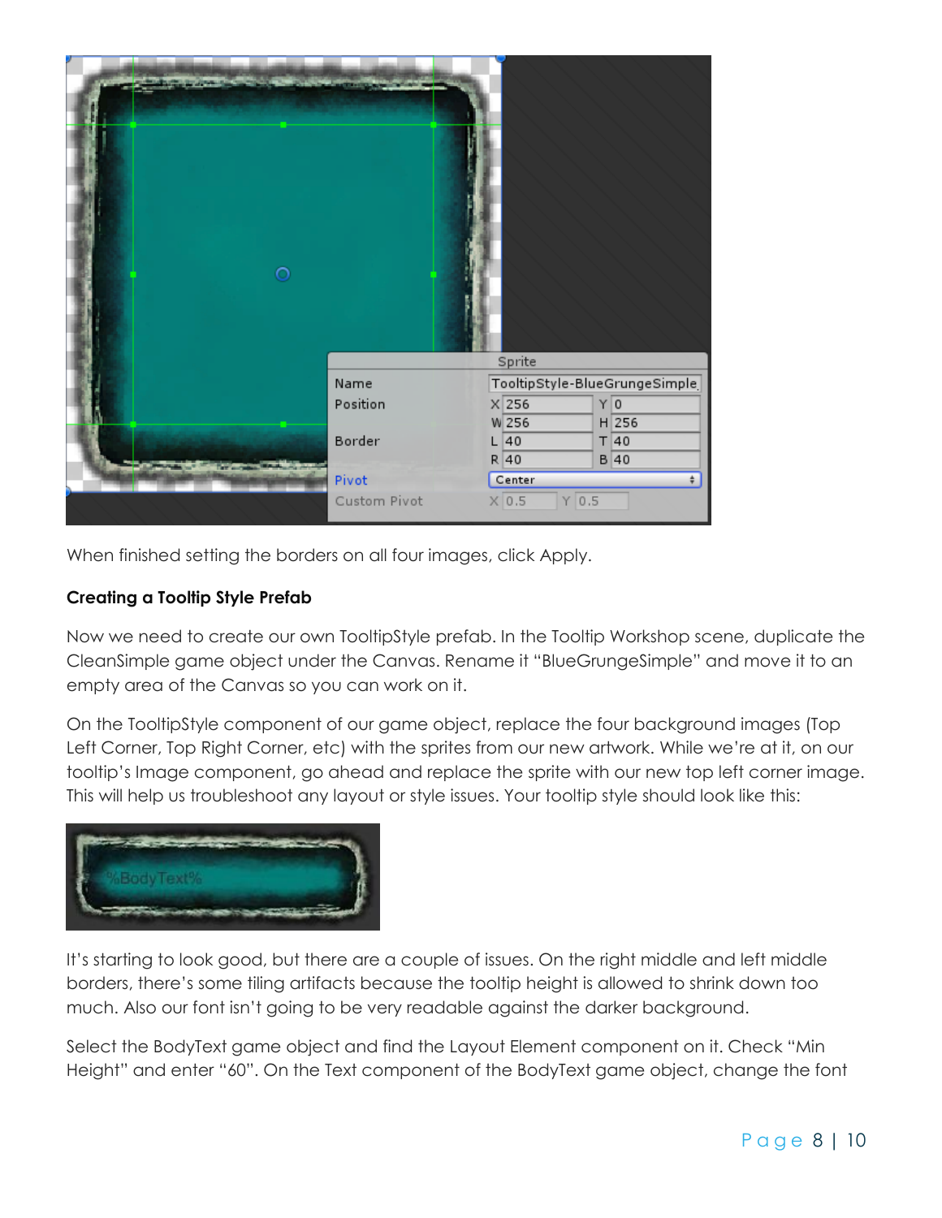When finished setting the borders on all four images, click Apply.

**Creating a Tooltip Style Prefab**

Now we need to create our own TooltipStyle prefab. In the Tooltip Workshop scene, duplicate the CleanSimple game object under the Canvas. Rename it "BlueGrungeSimple" and move it to an empty area of the Canvas so you can work on it.

On the TooltipStyle component of our game object, replace the four background images (Top Left Corner, Top Right Corner, etc) with the sprites from our new artwork. While we're at it, on our tooltip's Image component, go ahead and replace the sprite with our new top left corner image. This will help us troubleshoot any layout or style issues. Your tooltip style should look like this:

It's starting to look good, but there are a couple of issues. On the right middle and left middle borders, there's some tiling artifacts because the tooltip height is allowed to shrink down too much. Also our font isn't going to be very readable against the darker background.

Select the BodyText game object and find the Layout Element component on it. Check "Min Height" and enter "60". On the Text component of the BodyText game object, change the font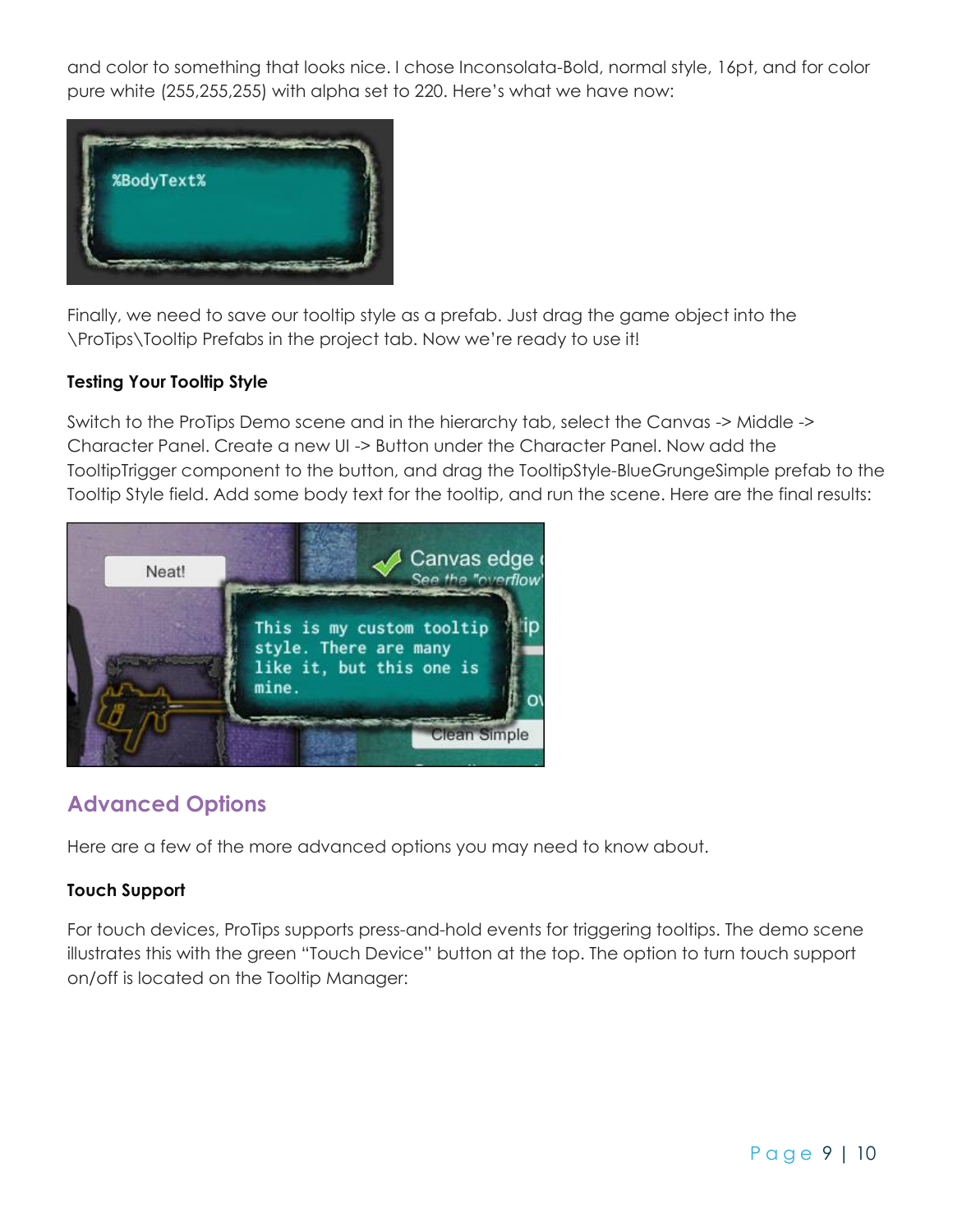and color to something that looks nice. I chose Inconsolata-Bold, normal style, 16pt, and for color pure white (255,255,255) with alpha set to 220. Here's what we have now:

Finally, we need to save our tooltip style as a prefab. Just drag the game object into the \ProTips\Tooltip Prefabs in the project tab. Now we're ready to use it!

**Testing Your Tooltip Style**

Switch to the ProTips Demo scene and in the hierarchy tab, select the Canvas -> Middle -> Character Panel. Create a new UI -> Button under the Character Panel. Now add the TooltipTrigger component to the button, and drag the TooltipStyle-BlueGrungeSimple prefab to the Tooltip Style field. Add some body text for the tooltip, and run the scene. Here are the final results:

## Advanced Options

Here are a few of the more advanced options you may need to know about.

**Touch Support**

For touch devices, ProTips supports press-and-hold events for triggering tooltips. The demo scene illustrates this with the green "Touch Device" button at the top. The option to turn touch support on/off is located on the Tooltip Manager: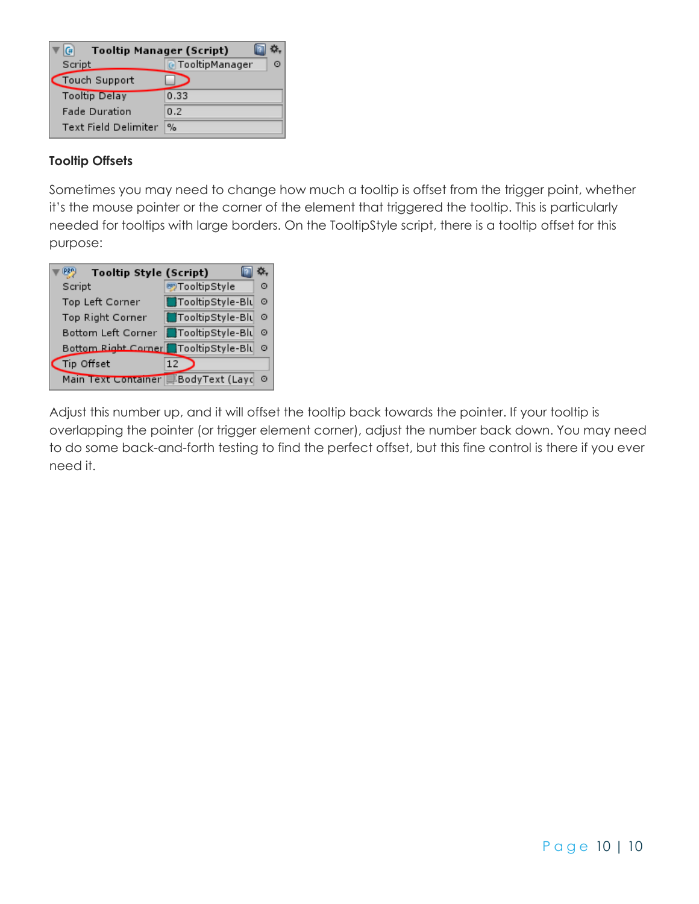| Tooltip Manager (Script) | |
| --- | --- |
| Script | TooltipManager |
| Touch Support | ☐ |
| Tooltip Delay | 0.33 |
| Fade Duration | 0.2 |
| Text Field Delimiter | % |

### Tooltip Offsets

Sometimes you may need to change how much a tooltip is offset from the trigger point, whether it's the mouse pointer or the corner of the element that triggered the tooltip. This is particularly needed for tooltips with large borders. On the TooltipStyle script, there is a tooltip offset for this purpose:

| Tooltip Style (Script) | |
| --- | --- |
| Script | TooltipStyle |
| Top Left Corner | TooltipStyle-Blu |
| Top Right Corner | TooltipStyle-Blu |
| Bottom Left Corner | TooltipStyle-Blu |
| Bottom Right Corner | TooltipStyle-Blu |
| Tip Offset | 12 |
| Main Text Container | BodyText (Layo |

Adjust this number up, and it will offset the tooltip back towards the pointer. If your tooltip is overlapping the pointer (or trigger element corner), adjust the number back down. You may need to do some back-and-forth testing to find the perfect offset, but this fine control is there if you ever need it.